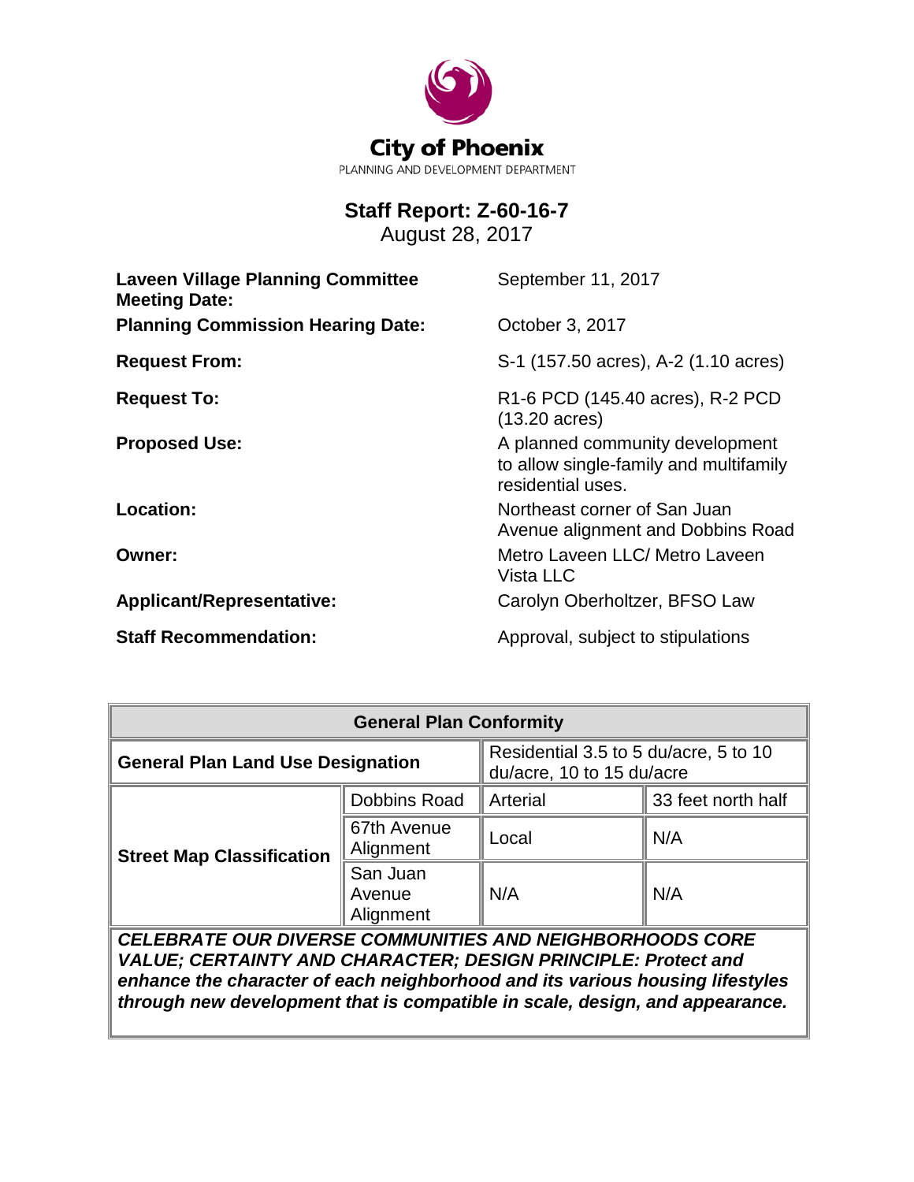City of Phoenix

PLANNING AND DEVELOPMENT DEPARTMENT

# Staff Report: Z-60-16-7

August 28, 2017

| | |
|---|---|
| **Laveen Village Planning Committee Meeting Date:** | September 11, 2017 |
| **Planning Commission Hearing Date:** | October 3, 2017 |
| **Request From:** | S-1 (157.50 acres), A-2 (1.10 acres) |
| **Request To:** | R1-6 PCD (145.40 acres), R-2 PCD (13.20 acres) |
| **Proposed Use:** | A planned community development to allow single-family and multifamily residential uses. |
| **Location:** | Northeast corner of San Juan Avenue alignment and Dobbins Road |
| **Owner:** | Metro Laveen LLC/ Metro Laveen Vista LLC |
| **Applicant/Representative:** | Carolyn Oberholtzer, BFSO Law |
| **Staff Recommendation:** | Approval, subject to stipulations |

| **General Plan Conformity** | | | |
|---|---|---|---|
| **General Plan Land Use Designation** | | Residential 3.5 to 5 du/acre, 5 to 10 du/acre, 10 to 15 du/acre | |
| **Street Map Classification** | Dobbins Road | Arterial | 33 feet north half |
| | 67th Avenue Alignment | Local | N/A |
| | San Juan Avenue Alignment | N/A | N/A |

***CELEBRATE OUR DIVERSE COMMUNITIES AND NEIGHBORHOODS CORE VALUE; CERTAINTY AND CHARACTER; DESIGN PRINCIPLE: Protect and enhance the character of each neighborhood and its various housing lifestyles through new development that is compatible in scale, design, and appearance.***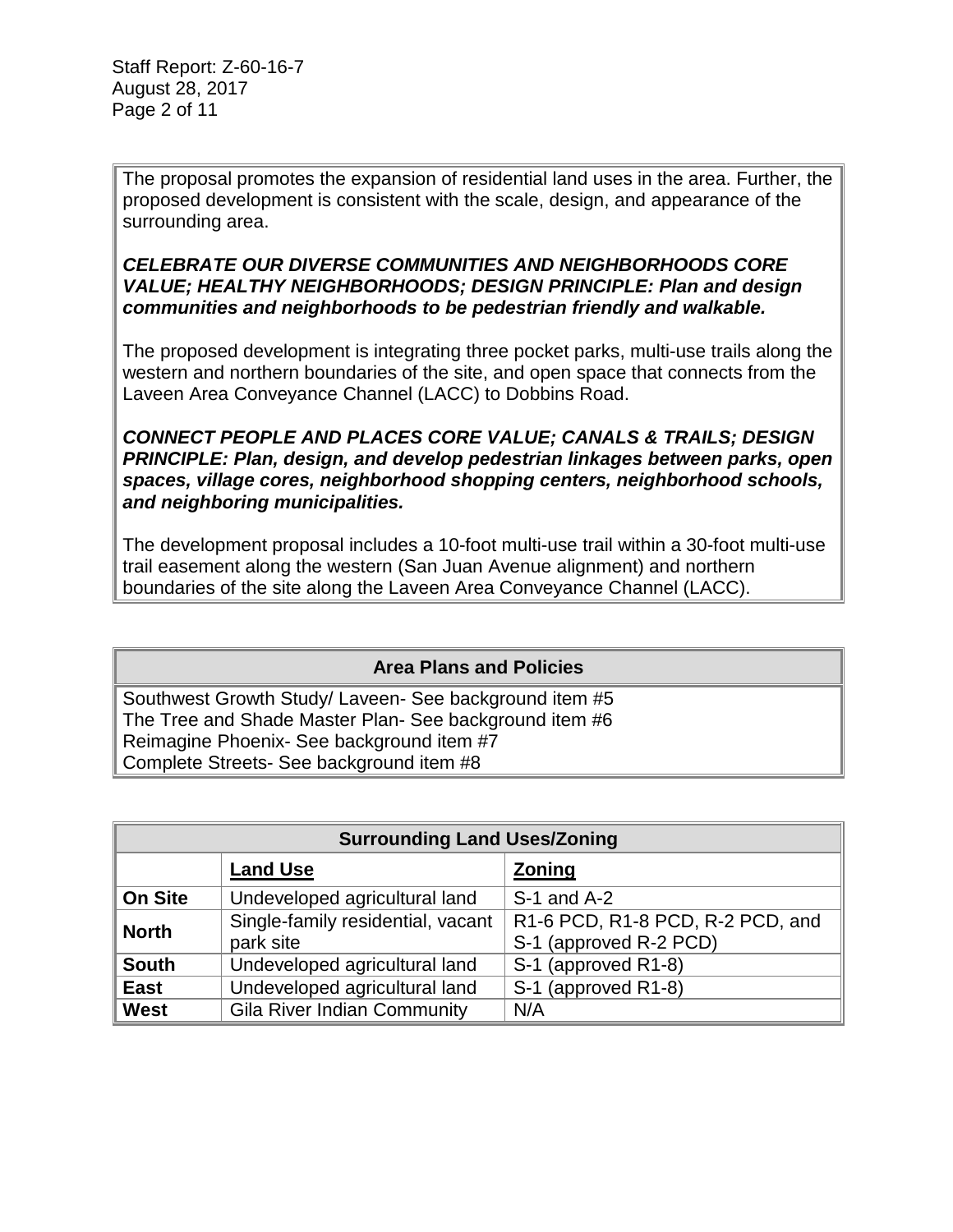The proposal promotes the expansion of residential land uses in the area. Further, the proposed development is consistent with the scale, design, and appearance of the surrounding area.

***CELEBRATE OUR DIVERSE COMMUNITIES AND NEIGHBORHOODS CORE VALUE; HEALTHY NEIGHBORHOODS; DESIGN PRINCIPLE: Plan and design communities and neighborhoods to be pedestrian friendly and walkable.***

The proposed development is integrating three pocket parks, multi-use trails along the western and northern boundaries of the site, and open space that connects from the Laveen Area Conveyance Channel (LACC) to Dobbins Road.

***CONNECT PEOPLE AND PLACES CORE VALUE; CANALS & TRAILS; DESIGN PRINCIPLE: Plan, design, and develop pedestrian linkages between parks, open spaces, village cores, neighborhood shopping centers, neighborhood schools, and neighboring municipalities.***

The development proposal includes a 10-foot multi-use trail within a 30-foot multi-use trail easement along the western (San Juan Avenue alignment) and northern boundaries of the site along the Laveen Area Conveyance Channel (LACC).

| **Area Plans and Policies** |
|---|
| Southwest Growth Study/ Laveen- See background item #5<br>The Tree and Shade Master Plan- See background item #6<br>Reimagine Phoenix- See background item #7<br>Complete Streets- See background item #8 |

| **Surrounding Land Uses/Zoning** | | |
|---|---|---|
| | **Land Use** | **Zoning** |
| **On Site** | Undeveloped agricultural land | S-1 and A-2 |
| **North** | Single-family residential, vacant park site | R1-6 PCD, R1-8 PCD, R-2 PCD, and S-1 (approved R-2 PCD) |
| **South** | Undeveloped agricultural land | S-1 (approved R1-8) |
| **East** | Undeveloped agricultural land | S-1 (approved R1-8) |
| **West** | Gila River Indian Community | N/A |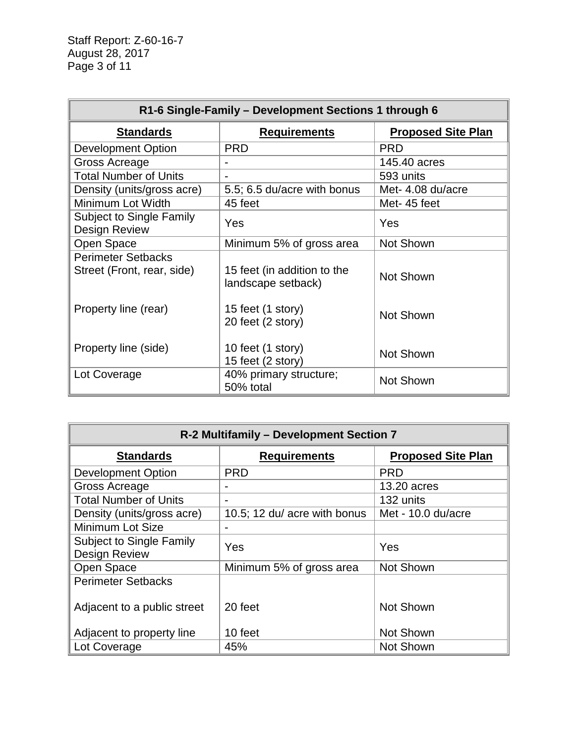| R1-6 Single-Family – Development Sections 1 through 6 | | |
|---|---|---|
| **Standards** | **Requirements** | **Proposed Site Plan** |
| Development Option | PRD | PRD |
| Gross Acreage | - | 145.40 acres |
| Total Number of Units | - | 593 units |
| Density (units/gross acre) | 5.5; 6.5 du/acre with bonus | Met- 4.08 du/acre |
| Minimum Lot Width | 45 feet | Met- 45 feet |
| Subject to Single Family Design Review | Yes | Yes |
| Open Space | Minimum 5% of gross area | Not Shown |
| Perimeter Setbacks<br>Street (Front, rear, side) | 15 feet (in addition to the landscape setback) | Not Shown |
| Property line (rear) | 15 feet (1 story)<br>20 feet (2 story) | Not Shown |
| Property line (side) | 10 feet (1 story)<br>15 feet (2 story) | Not Shown |
| Lot Coverage | 40% primary structure;<br>50% total | Not Shown |

| R-2 Multifamily – Development Section 7 | | |
|---|---|---|
| **Standards** | **Requirements** | **Proposed Site Plan** |
| Development Option | PRD | PRD |
| Gross Acreage | - | 13.20 acres |
| Total Number of Units | - | 132 units |
| Density (units/gross acre) | 10.5; 12 du/ acre with bonus | Met - 10.0 du/acre |
| Minimum Lot Size | - | |
| Subject to Single Family Design Review | Yes | Yes |
| Open Space | Minimum 5% of gross area | Not Shown |
| Perimeter Setbacks | | |
| Adjacent to a public street | 20 feet | Not Shown |
| Adjacent to property line | 10 feet | Not Shown |
| Lot Coverage | 45% | Not Shown |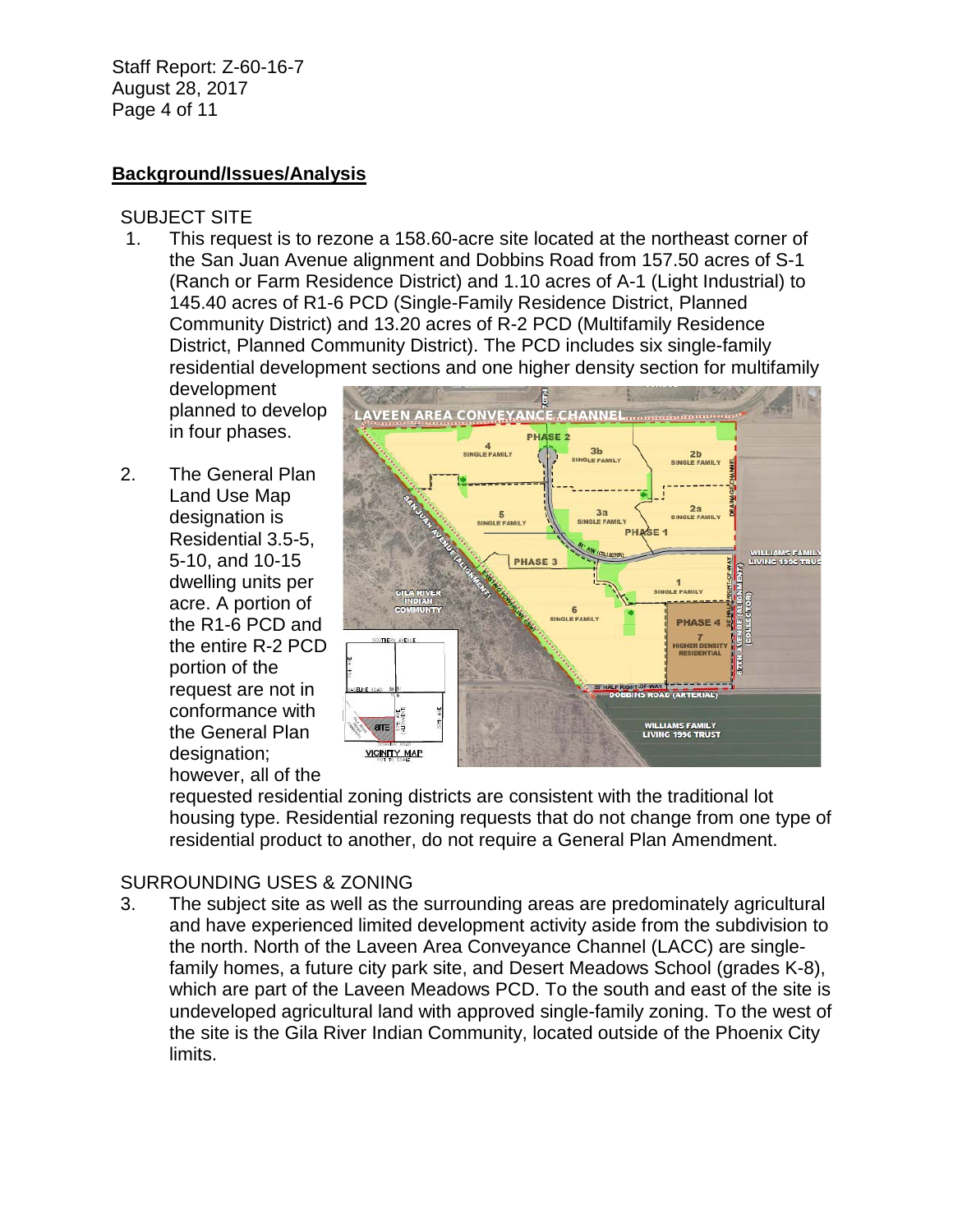## **Background/Issues/Analysis**

SUBJECT SITE

1. This request is to rezone a 158.60-acre site located at the northeast corner of the San Juan Avenue alignment and Dobbins Road from 157.50 acres of S-1 (Ranch or Farm Residence District) and 1.10 acres of A-1 (Light Industrial) to 145.40 acres of R1-6 PCD (Single-Family Residence District, Planned Community District) and 13.20 acres of R-2 PCD (Multifamily Residence District, Planned Community District). The PCD includes six single-family residential development sections and one higher density section for multifamily development planned to develop in four phases.

2. The General Plan Land Use Map designation is Residential 3.5-5, 5-10, and 10-15 dwelling units per acre. A portion of the R1-6 PCD and the entire R-2 PCD portion of the request are not in conformance with the General Plan designation; however, all of the requested residential zoning districts are consistent with the traditional lot housing type. Residential rezoning requests that do not change from one type of residential product to another, do not require a General Plan Amendment.

SURROUNDING USES & ZONING

3. The subject site as well as the surrounding areas are predominately agricultural and have experienced limited development activity aside from the subdivision to the north. North of the Laveen Area Conveyance Channel (LACC) are single-family homes, a future city park site, and Desert Meadows School (grades K-8), which are part of the Laveen Meadows PCD. To the south and east of the site is undeveloped agricultural land with approved single-family zoning. To the west of the site is the Gila River Indian Community, located outside of the Phoenix City limits.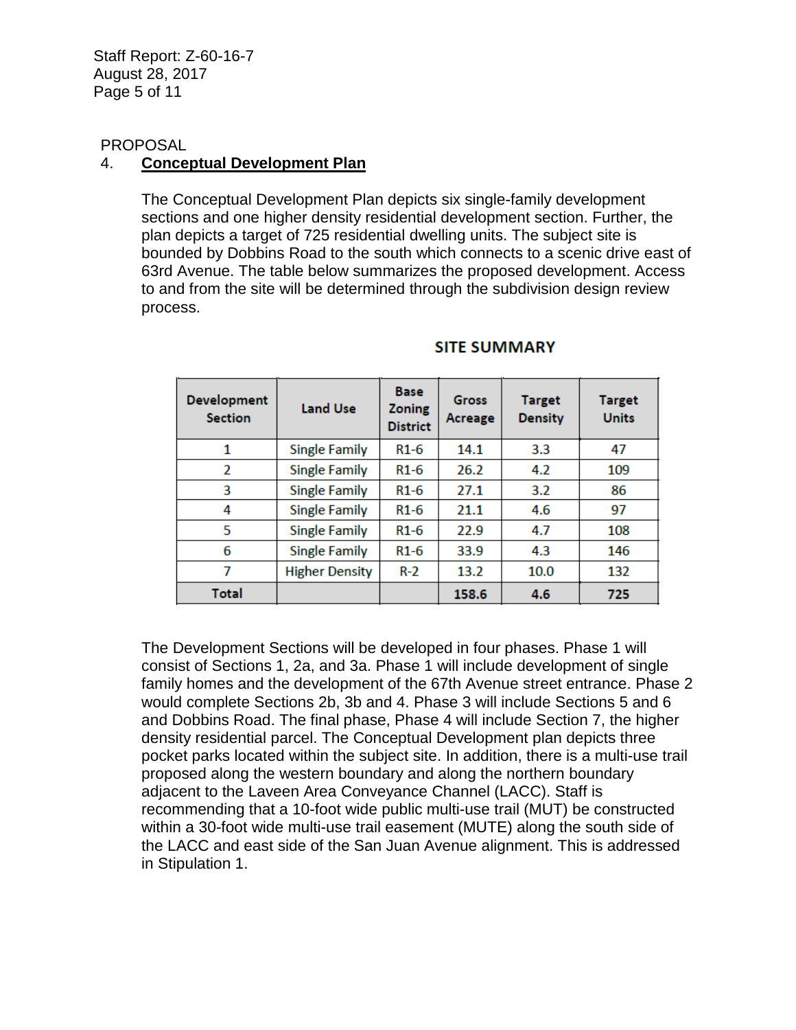PROPOSAL

4. **Conceptual Development Plan**

The Conceptual Development Plan depicts six single-family development sections and one higher density residential development section. Further, the plan depicts a target of 725 residential dwelling units. The subject site is bounded by Dobbins Road to the south which connects to a scenic drive east of 63rd Avenue. The table below summarizes the proposed development. Access to and from the site will be determined through the subdivision design review process.

**SITE SUMMARY**

| Development Section | Land Use | Base Zoning District | Gross Acreage | Target Density | Target Units |
|---|---|---|---|---|---|
| 1 | Single Family | R1-6 | 14.1 | 3.3 | 47 |
| 2 | Single Family | R1-6 | 26.2 | 4.2 | 109 |
| 3 | Single Family | R1-6 | 27.1 | 3.2 | 86 |
| 4 | Single Family | R1-6 | 21.1 | 4.6 | 97 |
| 5 | Single Family | R1-6 | 22.9 | 4.7 | 108 |
| 6 | Single Family | R1-6 | 33.9 | 4.3 | 146 |
| 7 | Higher Density | R-2 | 13.2 | 10.0 | 132 |
| **Total** | | | **158.6** | **4.6** | **725** |

The Development Sections will be developed in four phases. Phase 1 will consist of Sections 1, 2a, and 3a. Phase 1 will include development of single family homes and the development of the 67th Avenue street entrance. Phase 2 would complete Sections 2b, 3b and 4. Phase 3 will include Sections 5 and 6 and Dobbins Road. The final phase, Phase 4 will include Section 7, the higher density residential parcel. The Conceptual Development plan depicts three pocket parks located within the subject site. In addition, there is a multi-use trail proposed along the western boundary and along the northern boundary adjacent to the Laveen Area Conveyance Channel (LACC). Staff is recommending that a 10-foot wide public multi-use trail (MUT) be constructed within a 30-foot wide multi-use trail easement (MUTE) along the south side of the LACC and east side of the San Juan Avenue alignment. This is addressed in Stipulation 1.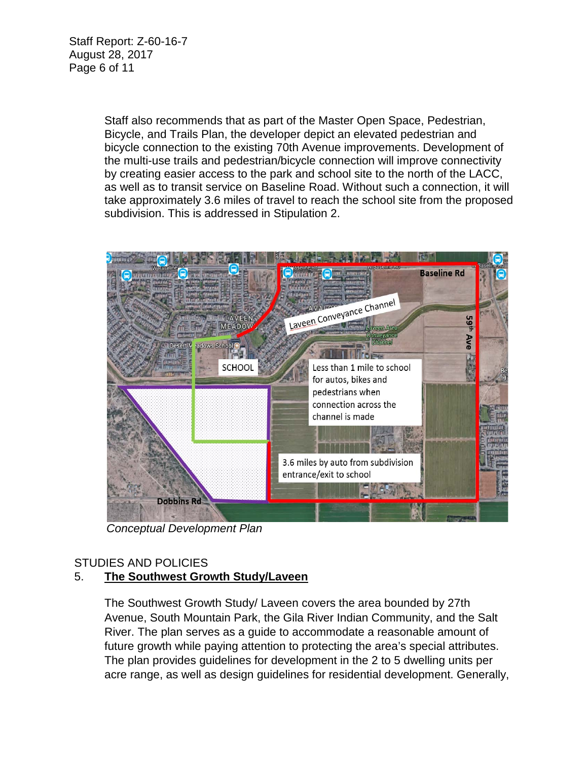Staff also recommends that as part of the Master Open Space, Pedestrian, Bicycle, and Trails Plan, the developer depict an elevated pedestrian and bicycle connection to the existing 70th Avenue improvements. Development of the multi-use trails and pedestrian/bicycle connection will improve connectivity by creating easier access to the park and school site to the north of the LACC, as well as to transit service on Baseline Road. Without such a connection, it will take approximately 3.6 miles of travel to reach the school site from the proposed subdivision. This is addressed in Stipulation 2.

*Conceptual Development Plan*

STUDIES AND POLICIES

5. **The Southwest Growth Study/Laveen**

The Southwest Growth Study/ Laveen covers the area bounded by 27th Avenue, South Mountain Park, the Gila River Indian Community, and the Salt River. The plan serves as a guide to accommodate a reasonable amount of future growth while paying attention to protecting the area's special attributes. The plan provides guidelines for development in the 2 to 5 dwelling units per acre range, as well as design guidelines for residential development. Generally,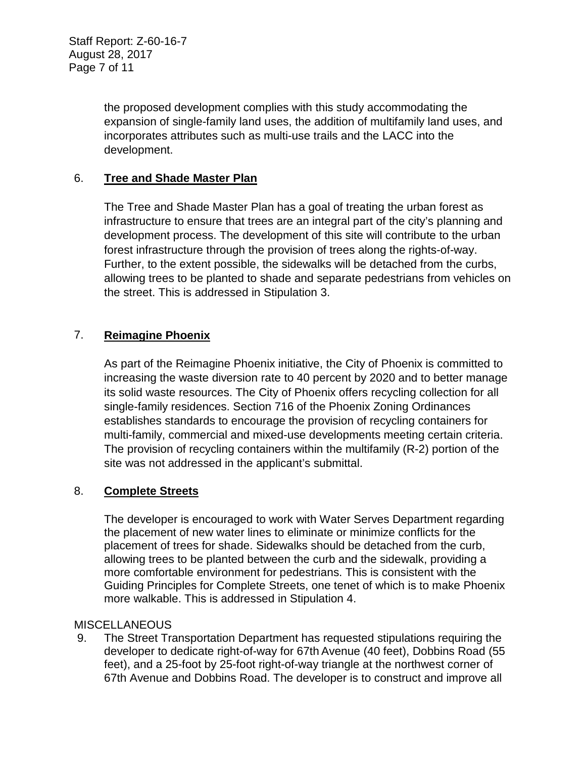the proposed development complies with this study accommodating the expansion of single-family land uses, the addition of multifamily land uses, and incorporates attributes such as multi-use trails and the LACC into the development.

6. **Tree and Shade Master Plan**

   The Tree and Shade Master Plan has a goal of treating the urban forest as infrastructure to ensure that trees are an integral part of the city's planning and development process. The development of this site will contribute to the urban forest infrastructure through the provision of trees along the rights-of-way. Further, to the extent possible, the sidewalks will be detached from the curbs, allowing trees to be planted to shade and separate pedestrians from vehicles on the street. This is addressed in Stipulation 3.

7. **Reimagine Phoenix**

   As part of the Reimagine Phoenix initiative, the City of Phoenix is committed to increasing the waste diversion rate to 40 percent by 2020 and to better manage its solid waste resources. The City of Phoenix offers recycling collection for all single-family residences. Section 716 of the Phoenix Zoning Ordinances establishes standards to encourage the provision of recycling containers for multi-family, commercial and mixed-use developments meeting certain criteria. The provision of recycling containers within the multifamily (R-2) portion of the site was not addressed in the applicant's submittal.

8. **Complete Streets**

   The developer is encouraged to work with Water Serves Department regarding the placement of new water lines to eliminate or minimize conflicts for the placement of trees for shade. Sidewalks should be detached from the curb, allowing trees to be planted between the curb and the sidewalk, providing a more comfortable environment for pedestrians. This is consistent with the Guiding Principles for Complete Streets, one tenet of which is to make Phoenix more walkable. This is addressed in Stipulation 4.

MISCELLANEOUS

9. The Street Transportation Department has requested stipulations requiring the developer to dedicate right-of-way for 67th Avenue (40 feet), Dobbins Road (55 feet), and a 25-foot by 25-foot right-of-way triangle at the northwest corner of 67th Avenue and Dobbins Road. The developer is to construct and improve all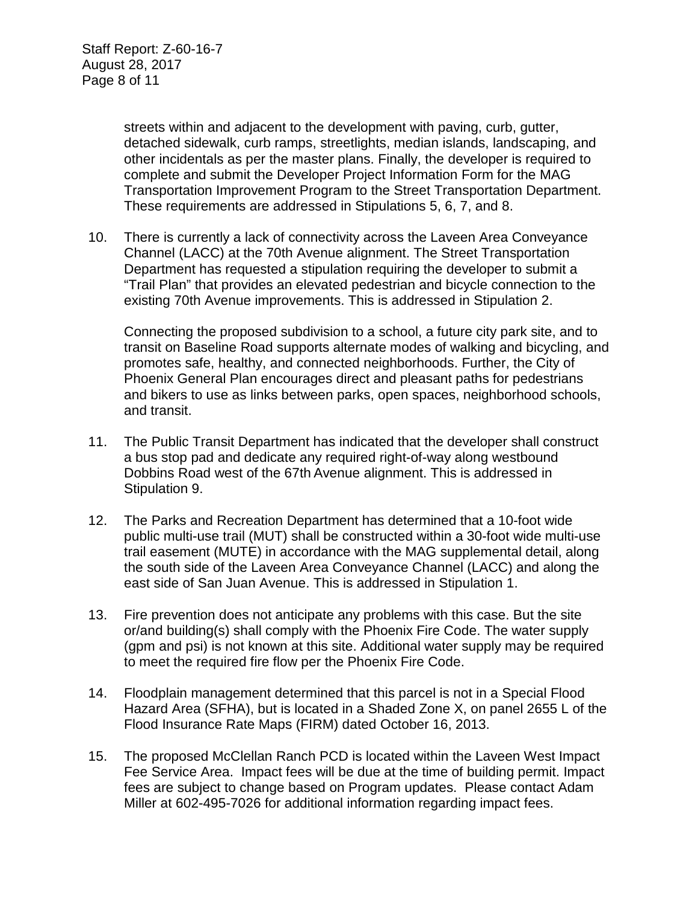streets within and adjacent to the development with paving, curb, gutter, detached sidewalk, curb ramps, streetlights, median islands, landscaping, and other incidentals as per the master plans. Finally, the developer is required to complete and submit the Developer Project Information Form for the MAG Transportation Improvement Program to the Street Transportation Department. These requirements are addressed in Stipulations 5, 6, 7, and 8.

10. There is currently a lack of connectivity across the Laveen Area Conveyance Channel (LACC) at the 70th Avenue alignment. The Street Transportation Department has requested a stipulation requiring the developer to submit a "Trail Plan" that provides an elevated pedestrian and bicycle connection to the existing 70th Avenue improvements. This is addressed in Stipulation 2.

    Connecting the proposed subdivision to a school, a future city park site, and to transit on Baseline Road supports alternate modes of walking and bicycling, and promotes safe, healthy, and connected neighborhoods. Further, the City of Phoenix General Plan encourages direct and pleasant paths for pedestrians and bikers to use as links between parks, open spaces, neighborhood schools, and transit.

11. The Public Transit Department has indicated that the developer shall construct a bus stop pad and dedicate any required right-of-way along westbound Dobbins Road west of the 67th Avenue alignment. This is addressed in Stipulation 9.

12. The Parks and Recreation Department has determined that a 10-foot wide public multi-use trail (MUT) shall be constructed within a 30-foot wide multi-use trail easement (MUTE) in accordance with the MAG supplemental detail, along the south side of the Laveen Area Conveyance Channel (LACC) and along the east side of San Juan Avenue. This is addressed in Stipulation 1.

13. Fire prevention does not anticipate any problems with this case. But the site or/and building(s) shall comply with the Phoenix Fire Code. The water supply (gpm and psi) is not known at this site. Additional water supply may be required to meet the required fire flow per the Phoenix Fire Code.

14. Floodplain management determined that this parcel is not in a Special Flood Hazard Area (SFHA), but is located in a Shaded Zone X, on panel 2655 L of the Flood Insurance Rate Maps (FIRM) dated October 16, 2013.

15. The proposed McClellan Ranch PCD is located within the Laveen West Impact Fee Service Area. Impact fees will be due at the time of building permit. Impact fees are subject to change based on Program updates. Please contact Adam Miller at 602-495-7026 for additional information regarding impact fees.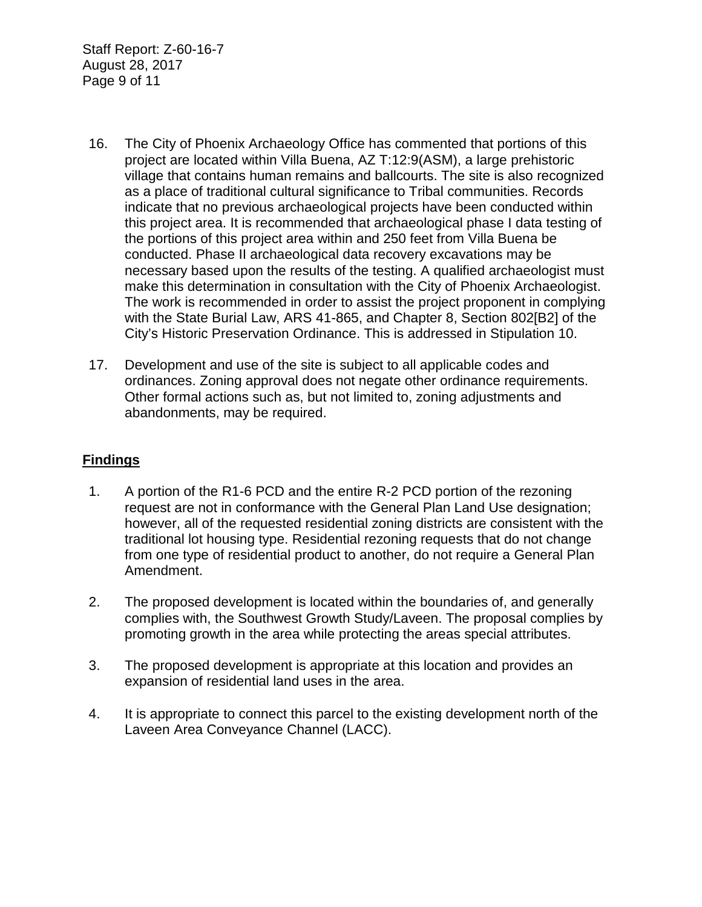16. The City of Phoenix Archaeology Office has commented that portions of this project are located within Villa Buena, AZ T:12:9(ASM), a large prehistoric village that contains human remains and ballcourts. The site is also recognized as a place of traditional cultural significance to Tribal communities. Records indicate that no previous archaeological projects have been conducted within this project area. It is recommended that archaeological phase I data testing of the portions of this project area within and 250 feet from Villa Buena be conducted. Phase II archaeological data recovery excavations may be necessary based upon the results of the testing. A qualified archaeologist must make this determination in consultation with the City of Phoenix Archaeologist. The work is recommended in order to assist the project proponent in complying with the State Burial Law, ARS 41-865, and Chapter 8, Section 802[B2] of the City's Historic Preservation Ordinance. This is addressed in Stipulation 10.

17. Development and use of the site is subject to all applicable codes and ordinances. Zoning approval does not negate other ordinance requirements. Other formal actions such as, but not limited to, zoning adjustments and abandonments, may be required.

## Findings

1. A portion of the R1-6 PCD and the entire R-2 PCD portion of the rezoning request are not in conformance with the General Plan Land Use designation; however, all of the requested residential zoning districts are consistent with the traditional lot housing type. Residential rezoning requests that do not change from one type of residential product to another, do not require a General Plan Amendment.

2. The proposed development is located within the boundaries of, and generally complies with, the Southwest Growth Study/Laveen. The proposal complies by promoting growth in the area while protecting the areas special attributes.

3. The proposed development is appropriate at this location and provides an expansion of residential land uses in the area.

4. It is appropriate to connect this parcel to the existing development north of the Laveen Area Conveyance Channel (LACC).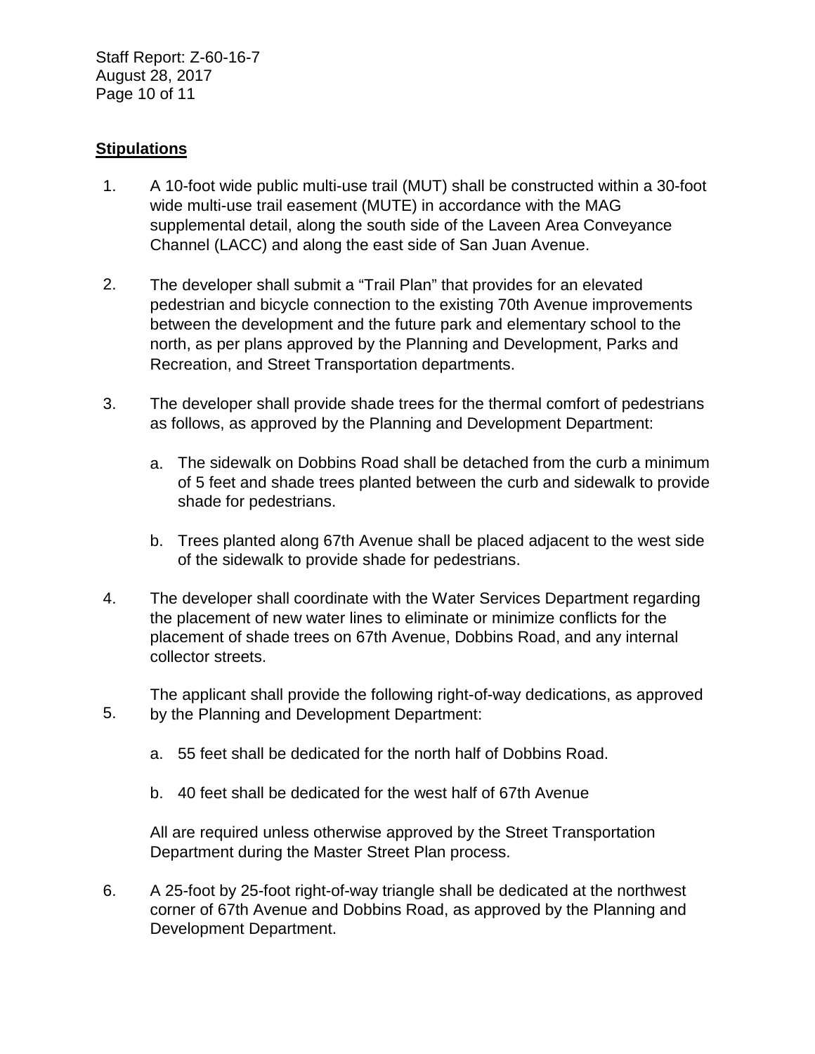**Stipulations**

1. A 10-foot wide public multi-use trail (MUT) shall be constructed within a 30-foot wide multi-use trail easement (MUTE) in accordance with the MAG supplemental detail, along the south side of the Laveen Area Conveyance Channel (LACC) and along the east side of San Juan Avenue.

2. The developer shall submit a "Trail Plan" that provides for an elevated pedestrian and bicycle connection to the existing 70th Avenue improvements between the development and the future park and elementary school to the north, as per plans approved by the Planning and Development, Parks and Recreation, and Street Transportation departments.

3. The developer shall provide shade trees for the thermal comfort of pedestrians as follows, as approved by the Planning and Development Department:

   a. The sidewalk on Dobbins Road shall be detached from the curb a minimum of 5 feet and shade trees planted between the curb and sidewalk to provide shade for pedestrians.

   b. Trees planted along 67th Avenue shall be placed adjacent to the west side of the sidewalk to provide shade for pedestrians.

4. The developer shall coordinate with the Water Services Department regarding the placement of new water lines to eliminate or minimize conflicts for the placement of shade trees on 67th Avenue, Dobbins Road, and any internal collector streets.

5. The applicant shall provide the following right-of-way dedications, as approved by the Planning and Development Department:

   a. 55 feet shall be dedicated for the north half of Dobbins Road.

   b. 40 feet shall be dedicated for the west half of 67th Avenue

   All are required unless otherwise approved by the Street Transportation Department during the Master Street Plan process.

6. A 25-foot by 25-foot right-of-way triangle shall be dedicated at the northwest corner of 67th Avenue and Dobbins Road, as approved by the Planning and Development Department.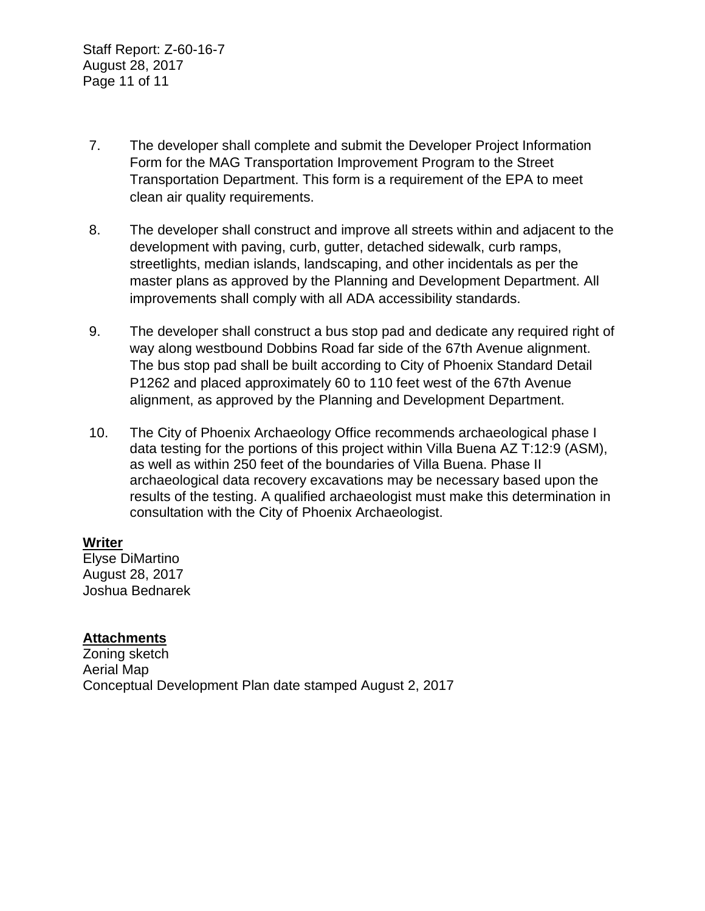7. The developer shall complete and submit the Developer Project Information Form for the MAG Transportation Improvement Program to the Street Transportation Department. This form is a requirement of the EPA to meet clean air quality requirements.

8. The developer shall construct and improve all streets within and adjacent to the development with paving, curb, gutter, detached sidewalk, curb ramps, streetlights, median islands, landscaping, and other incidentals as per the master plans as approved by the Planning and Development Department. All improvements shall comply with all ADA accessibility standards.

9. The developer shall construct a bus stop pad and dedicate any required right of way along westbound Dobbins Road far side of the 67th Avenue alignment. The bus stop pad shall be built according to City of Phoenix Standard Detail P1262 and placed approximately 60 to 110 feet west of the 67th Avenue alignment, as approved by the Planning and Development Department.

10. The City of Phoenix Archaeology Office recommends archaeological phase I data testing for the portions of this project within Villa Buena AZ T:12:9 (ASM), as well as within 250 feet of the boundaries of Villa Buena. Phase II archaeological data recovery excavations may be necessary based upon the results of the testing. A qualified archaeologist must make this determination in consultation with the City of Phoenix Archaeologist.

**Writer**

Elyse DiMartino
August 28, 2017
Joshua Bednarek

**Attachments**

Zoning sketch
Aerial Map
Conceptual Development Plan date stamped August 2, 2017